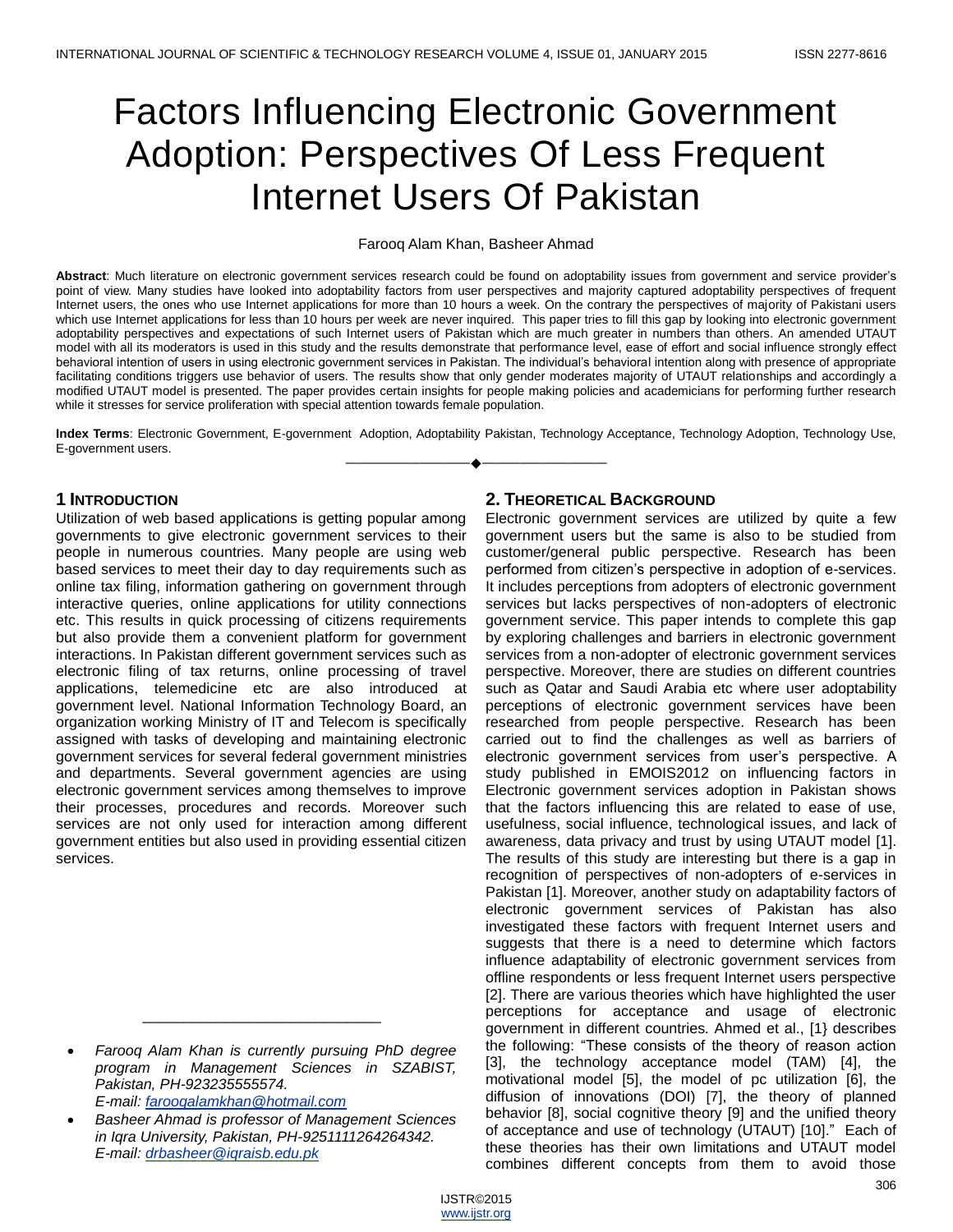# Factors Influencing Electronic Government Adoption: Perspectives Of Less Frequent Internet Users Of Pakistan

Farooq Alam Khan, Basheer Ahmad

**Abstract**: Much literature on electronic government services research could be found on adoptability issues from government and service provider's point of view. Many studies have looked into adoptability factors from user perspectives and majority captured adoptability perspectives of frequent Internet users, the ones who use Internet applications for more than 10 hours a week. On the contrary the perspectives of majority of Pakistani users which use Internet applications for less than 10 hours per week are never inquired. This paper tries to fill this gap by looking into electronic government adoptability perspectives and expectations of such Internet users of Pakistan which are much greater in numbers than others. An amended UTAUT model with all its moderators is used in this study and the results demonstrate that performance level, ease of effort and social influence strongly effect behavioral intention of users in using electronic government services in Pakistan. The individual's behavioral intention along with presence of appropriate facilitating conditions triggers use behavior of users. The results show that only gender moderates majority of UTAUT relationships and accordingly a modified UTAUT model is presented. The paper provides certain insights for people making policies and academicians for performing further research while it stresses for service proliferation with special attention towards female population.

**Index Terms**: Electronic Government, E-government Adoption, Adoptability Pakistan, Technology Acceptance, Technology Adoption, Technology Use, E-government users.

## 1 Introduction

Utilization of web based applications is getting popular among governments to give electronic government services to their people in numerous countries. Many people are using web based services to meet their day to day requirements such as online tax filing, information gathering on government through interactive queries, online applications for utility connections etc. This results in quick processing of citizens requirements but also provide them a convenient platform for government interactions. In Pakistan different government services such as electronic filing of tax returns, online processing of travel applications, telemedicine etc are also introduced at government level. National Information Technology Board, an organization working Ministry of IT and Telecom is specifically assigned with tasks of developing and maintaining electronic government services for several federal government ministries and departments. Several government agencies are using electronic government services among themselves to improve their processes, procedures and records. Moreover such services are not only used for interaction among different government entities but also used in providing essential citizen services.

- *Farooq Alam Khan is currently pursuing PhD degree program in Management Sciences in SZABIST, Pakistan, PH-923235555574. E-mail: farooqalamkhan@hotmail.com*
- *Basheer Ahmad is professor of Management Sciences in Iqra University, Pakistan, PH-9251111264264342. E-mail: drbasheer@iqraisb.edu.pk*

## 2. Theoretical Background

Electronic government services are utilized by quite a few government users but the same is also to be studied from customer/general public perspective. Research has been performed from citizen's perspective in adoption of e-services. It includes perceptions from adopters of electronic government services but lacks perspectives of non-adopters of electronic government service. This paper intends to complete this gap by exploring challenges and barriers in electronic government services from a non-adopter of electronic government services perspective. Moreover, there are studies on different countries such as Qatar and Saudi Arabia etc where user adoptability perceptions of electronic government services have been researched from people perspective. Research has been carried out to find the challenges as well as barriers of electronic government services from user's perspective. A study published in EMOIS2012 on influencing factors in Electronic government services adoption in Pakistan shows that the factors influencing this are related to ease of use, usefulness, social influence, technological issues, and lack of awareness, data privacy and trust by using UTAUT model [1]. The results of this study are interesting but there is a gap in recognition of perspectives of non-adopters of e-services in Pakistan [1]. Moreover, another study on adaptability factors of electronic government services of Pakistan has also investigated these factors with frequent Internet users and suggests that there is a need to determine which factors influence adaptability of electronic government services from offline respondents or less frequent Internet users perspective [2]. There are various theories which have highlighted the user perceptions for acceptance and usage of electronic government in different countries. Ahmed et al., [1} describes the following: "These consists of the theory of reason action [3], the technology acceptance model (TAM) [4], the motivational model [5], the model of pc utilization [6], the diffusion of innovations (DOI) [7], the theory of planned behavior [8], social cognitive theory [9] and the unified theory of acceptance and use of technology (UTAUT) [10]." Each of these theories has their own limitations and UTAUT model combines different concepts from them to avoid those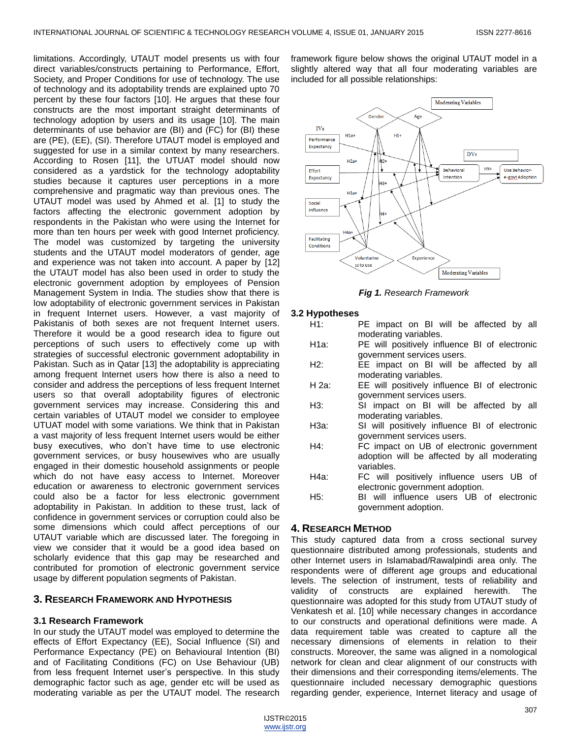limitations. Accordingly, UTAUT model presents us with four direct variables/constructs pertaining to Performance, Effort, Society, and Proper Conditions for use of technology. The use of technology and its adoptability trends are explained upto 70 percent by these four factors [10]. He argues that these four constructs are the most important straight determinants of technology adoption by users and its usage [10]. The main determinants of use behavior are (BI) and (FC) for (BI) these are (PE), (EE), (SI). Therefore UTAUT model is employed and suggested for use in a similar context by many researchers. According to Rosen [11], the UTUAT model should now considered as a yardstick for the technology adoptability studies because it captures user perceptions in a more comprehensive and pragmatic way than previous ones. The UTAUT model was used by Ahmed et al. [1] to study the factors affecting the electronic government adoption by respondents in the Pakistan who were using the Internet for more than ten hours per week with good Internet proficiency. The model was customized by targeting the university students and the UTAUT model moderators of gender, age and experience was not taken into account. A paper by [12] the UTAUT model has also been used in order to study the electronic government adoption by employees of Pension Management System in India. The studies show that there is low adoptability of electronic government services in Pakistan in frequent Internet users. However, a vast majority of Pakistanis of both sexes are not frequent Internet users. Therefore it would be a good research idea to figure out perceptions of such users to effectively come up with strategies of successful electronic government adoptability in Pakistan. Such as in Qatar [13] the adoptability is appreciating among frequent Internet users how there is also a need to consider and address the perceptions of less frequent Internet users so that overall adoptability figures of electronic government services may increase. Considering this and certain variables of UTAUT model we consider to employee UTUAT model with some variations. We think that in Pakistan a vast majority of less frequent Internet users would be either busy executives, who don't have time to use electronic government services, or busy housewives who are usually engaged in their domestic household assignments or people which do not have easy access to Internet. Moreover education or awareness to electronic government services could also be a factor for less electronic government adoptability in Pakistan. In addition to these trust, lack of confidence in government services or corruption could also be some dimensions which could affect perceptions of our UTAUT variable which are discussed later. The foregoing in view we consider that it would be a good idea based on scholarly evidence that this gap may be researched and contributed for promotion of electronic government service usage by different population segments of Pakistan.

## 3. Research Framework and Hypothesis

### 3.1 Research Framework

In our study the UTAUT model was employed to determine the effects of Effort Expectancy (EE), Social Influence (SI) and Performance Expectancy (PE) on Behavioural Intention (BI) and of Facilitating Conditions (FC) on Use Behaviour (UB) from less frequent Internet user's perspective. In this study demographic factor such as age, gender etc will be used as moderating variable as per the UTAUT model. The research framework figure below shows the original UTAUT model in a slightly altered way that all four moderating variables are included for all possible relationships:

***Fig 1.*** *Research Framework*

### 3.2 Hypotheses

| | |
|---|---|
| H1: | PE impact on BI will be affected by all moderating variables. |
| H1a: | PE will positively influence BI of electronic government services users. |
| H2: | EE impact on BI will be affected by all moderating variables. |
| H 2a: | EE will positively influence BI of electronic government services users. |
| H3: | SI impact on BI will be affected by all moderating variables. |
| H3a: | SI will positively influence BI of electronic government services users. |
| H4: | FC impact on UB of electronic government adoption will be affected by all moderating variables. |
| H4a: | FC will positively influence users UB of electronic government adoption. |
| H5: | BI will influence users UB of electronic government adoption. |

## 4. Research Method

This study captured data from a cross sectional survey questionnaire distributed among professionals, students and other Internet users in Islamabad/Rawalpindi area only. The respondents were of different age groups and educational levels. The selection of instrument, tests of reliability and validity of constructs are explained herewith. The questionnaire was adopted for this study from UTAUT study of Venkatesh et al. [10] while necessary changes in accordance to our constructs and operational definitions were made. A data requirement table was created to capture all the necessary dimensions of elements in relation to their constructs. Moreover, the same was aligned in a nomological network for clean and clear alignment of our constructs with their dimensions and their corresponding items/elements. The questionnaire included necessary demographic questions regarding gender, experience, Internet literacy and usage of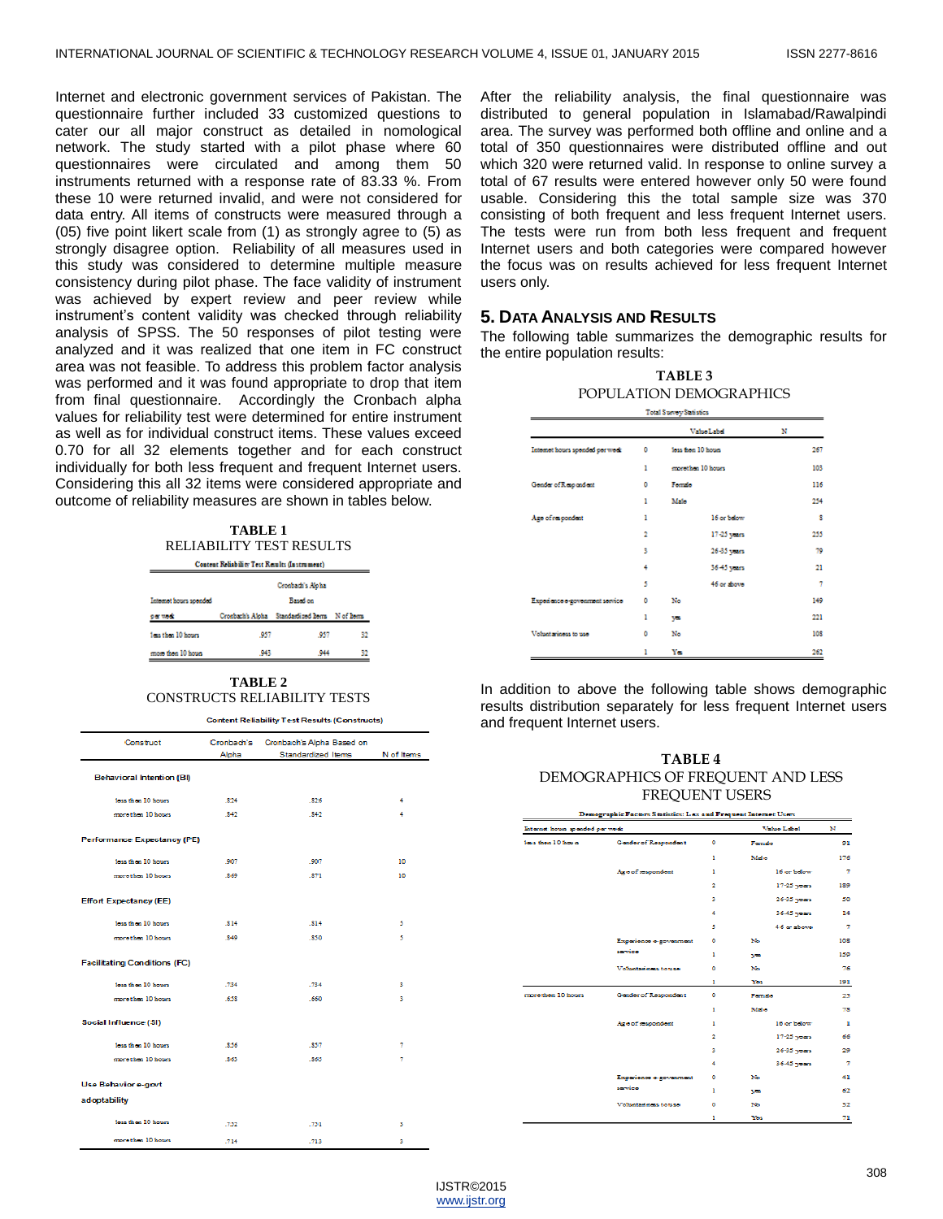Internet and electronic government services of Pakistan. The questionnaire further included 33 customized questions to cater our all major construct as detailed in nomological network. The study started with a pilot phase where 60 questionnaires were circulated and among them 50 instruments returned with a response rate of 83.33 %. From these 10 were returned invalid, and were not considered for data entry. All items of constructs were measured through a (05) five point likert scale from (1) as strongly agree to (5) as strongly disagree option. Reliability of all measures used in this study was considered to determine multiple measure consistency during pilot phase. The face validity of instrument was achieved by expert review and peer review while instrument's content validity was checked through reliability analysis of SPSS. The 50 responses of pilot testing were analyzed and it was realized that one item in FC construct area was not feasible. To address this problem factor analysis was performed and it was found appropriate to drop that item from final questionnaire. Accordingly the Cronbach alpha values for reliability test were determined for entire instrument as well as for individual construct items. These values exceed 0.70 for all 32 elements together and for each construct individually for both less frequent and frequent Internet users. Considering this all 32 items were considered appropriate and outcome of reliability measures are shown in tables below.

**TABLE 1**
RELIABILITY TEST RESULTS

Content Reliability Test Results (Instrument)

| Internet hours spended per week | Cronbach's Alpha | Cronbach's Alpha Based on Standardized Items | N of Items |
|---|---|---|---|
| less than 10 hours | .957 | .957 | 32 |
| more then 10 hours | .943 | .944 | 32 |

**TABLE 2**
CONSTRUCTS RELIABILITY TESTS

Content Reliability Test Results (Constructs)

| Construct | Cronbach's Alpha | Cronbach's Alpha Based on Standardized Items | N of Items |
|---|---|---|---|
| **Behavioral Intention (BI)** | | | |
| less then 10 hours | .824 | .826 | 4 |
| more then 10 hours | .842 | .842 | 4 |
| **Performance Expectancy (PE)** | | | |
| less then 10 hours | .907 | .907 | 10 |
| more then 10 hours | .869 | .871 | 10 |
| **Effort Expectancy (EE)** | | | |
| less then 10 hours | .814 | .814 | 5 |
| more then 10 hours | .849 | .850 | 5 |
| **Facilitating Conditions (FC)** | | | |
| less then 10 hours | .734 | .734 | 3 |
| more then 10 hours | .658 | .660 | 3 |
| **Social Influence (SI)** | | | |
| less then 10 hours | .856 | .857 | 7 |
| more then 10 hours | .863 | .865 | 7 |
| **Use Behavior e-govt adoptability** | | | |
| less then 10 hours | .732 | .731 | 3 |
| more then 10 hours | .714 | .713 | 3 |

After the reliability analysis, the final questionnaire was distributed to general population in Islamabad/Rawalpindi area. The survey was performed both offline and online and a total of 350 questionnaires were distributed offline and out which 320 were returned valid. In response to online survey a total of 67 results were entered however only 50 were found usable. Considering this the total sample size was 370 consisting of both frequent and less frequent Internet users. The tests were run from both less frequent and frequent Internet users and both categories were compared however the focus was on results achieved for less frequent Internet users only.

## 5. Data Analysis and Results

The following table summarizes the demographic results for the entire population results:

**TABLE 3**
POPULATION DEMOGRAPHICS

Total Survey Statistics

| | | Value Label | N |
|---|---|---|---|
| Internet hours spended per week | 0 | less then 10 hours | 267 |
| | 1 | more then 10 hours | 103 |
| Gender of Respondent | 0 | Female | 116 |
| | 1 | Male | 254 |
| Age of respondent | 1 | 16 or below | 8 |
| | 2 | 17-25 years | 255 |
| | 3 | 26-35 years | 79 |
| | 4 | 36-45 years | 21 |
| | 5 | 46 or above | 7 |
| Experience e-government service | 0 | No | 149 |
| | 1 | yes | 221 |
| Voluntariness to use | 0 | No | 108 |
| | 1 | Yes | 262 |

In addition to above the following table shows demographic results distribution separately for less frequent Internet users and frequent Internet users.

**TABLE 4**
DEMOGRAPHICS OF FREQUENT AND LESS FREQUENT USERS

Demographic Factors Statistics: Less and Frequent Internet Users

| Internet hours spended per week | | | Value Label | N |
|---|---|---|---|---|
| less then 10 hours | Gender of Respondent | 0 | Female | 91 |
| | | 1 | Male | 176 |
| | Age of respondent | 1 | 16 or below | 7 |
| | | 2 | 17-25 years | 189 |
| | | 3 | 26-35 years | 50 |
| | | 4 | 36-45 years | 14 |
| | | 5 | 46 or above | 7 |
| | Experience e-government service | 0 | No | 108 |
| | | 1 | yes | 159 |
| | Voluntariness to use | 0 | No | 76 |
| | | 1 | Yes | 191 |
| more then 10 hours | Gender of Respondent | 0 | Female | 25 |
| | | 1 | Male | 78 |
| | Age of respondent | 1 | 16 or below | 1 |
| | | 2 | 17-25 years | 66 |
| | | 3 | 26-35 years | 29 |
| | | 4 | 36-45 years | 7 |
| | Experience e-government service | 0 | No | 41 |
| | | 1 | yes | 62 |
| | Voluntariness to use | 0 | No | 32 |
| | | 1 | Yes | 71 |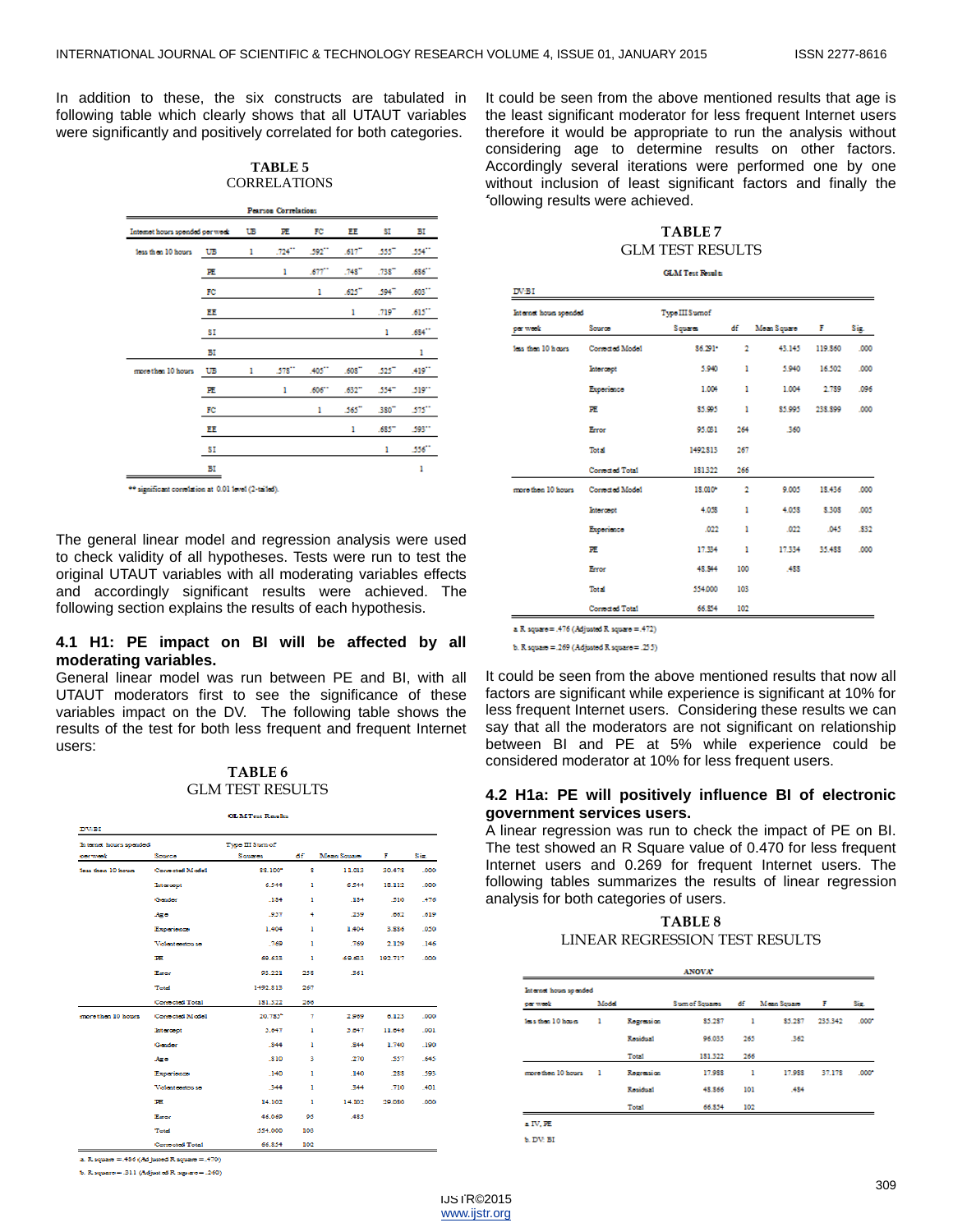In addition to these, the six constructs are tabulated in following table which clearly shows that all UTAUT variables were significantly and positively correlated for both categories.

**TABLE 5**
CORRELATIONS

**Pearson Correlations**

| Internet hours spended per week | | UB | PE | FC | EE | SI | BI |
|---|---|---|---|---|---|---|---|
| less then 10 hours | UB | 1 | .724** | .592** | .617** | .555** | .554** |
| | PE | | 1 | .677** | .748** | .738** | .686** |
| | FC | | | 1 | .625** | .594** | .603** |
| | EE | | | | 1 | .719** | .615** |
| | SI | | | | | 1 | .684** |
| | BI | | | | | | 1 |
| more then 10 hours | UB | 1 | .578** | .405** | .608** | .525** | .419** |
| | PE | | 1 | .606** | .632** | .554** | .519** |
| | FC | | | 1 | .565** | .380** | .575** |
| | EE | | | | 1 | .685** | .593** |
| | SI | | | | | 1 | .556** |
| | BI | | | | | | 1 |

** significant correlation at 0.01 level (2-tailed).

The general linear model and regression analysis were used to check validity of all hypotheses. Tests were run to test the original UTAUT variables with all moderating variables effects and accordingly significant results were achieved. The following section explains the results of each hypothesis.

### 4.1 H1: PE impact on BI will be affected by all moderating variables.

General linear model was run between PE and BI, with all UTAUT moderators first to see the significance of these variables impact on the DV. The following table shows the results of the test for both less frequent and frequent Internet users:

**TABLE 6**
GLM TEST RESULTS

**GLM Test Results**

DV: BI

| Internet hours spended per week | Source | Type III Sum of Squares | df | Mean Square | F | Sig. |
|---|---|---|---|---|---|---|
| less then 10 hours | Corrected Model | 88.100a | 8 | 11.013 | 30.478 | .000 |
| | Intercept | 6.544 | 1 | 6.544 | 18.112 | .000 |
| | Gender | .184 | 1 | .184 | .510 | .476 |
| | Age | .937 | 4 | .239 | .662 | .619 |
| | Experience | 1.404 | 1 | 1.404 | 3.886 | .050 |
| | Voluntariness | .769 | 1 | .769 | 2.129 | .146 |
| | PE | 69.633 | 1 | 69.633 | 192.717 | .000 |
| | Error | 93.221 | 258 | .361 | | |
| | Total | 1492.813 | 267 | | | |
| | Corrected Total | 181.322 | 266 | | | |
| more then 10 hours | Corrected Model | 20.785b | 7 | 2.969 | 6.125 | .000 |
| | Intercept | 5.647 | 1 | 5.647 | 11.646 | .001 |
| | Gender | .844 | 1 | .844 | 1.740 | .190 |
| | Age | .810 | 3 | .270 | .557 | .645 |
| | Experience | .140 | 1 | .140 | .288 | .593 |
| | Voluntariness | .344 | 1 | .344 | .710 | .401 |
| | PE | 14.102 | 1 | 14.102 | 29.080 | .000 |
| | Error | 46.069 | 95 | .485 | | |
| | Total | 554.000 | 103 | | | |
| | Corrected Total | 66.854 | 102 | | | |

a. R square = .486 (Adjusted R square = .470)
b. R square = .311 (Adjusted R square = .260)

It could be seen from the above mentioned results that age is the least significant moderator for less frequent Internet users therefore it would be appropriate to run the analysis without considering age to determine results on other factors. Accordingly several iterations were performed one by one without inclusion of least significant factors and finally the following results were achieved.

**TABLE 7**
GLM TEST RESULTS

**GLM Test Results**

DV: BI

| Internet hours spended per week | Source | Type III Sum of Squares | df | Mean Square | F | Sig. |
|---|---|---|---|---|---|---|
| less then 10 hours | Corrected Model | 86.291a | 2 | 43.145 | 119.860 | .000 |
| | Intercept | 5.940 | 1 | 5.940 | 16.502 | .000 |
| | Experience | 1.004 | 1 | 1.004 | 2.789 | .096 |
| | PE | 85.995 | 1 | 85.995 | 238.899 | .000 |
| | Error | 95.031 | 264 | .360 | | |
| | Total | 1492.813 | 267 | | | |
| | Corrected Total | 181.322 | 266 | | | |
| more then 10 hours | Corrected Model | 18.010a | 2 | 9.005 | 18.436 | .000 |
| | Intercept | 4.058 | 1 | 4.058 | 8.308 | .005 |
| | Experience | .022 | 1 | .022 | .045 | .832 |
| | PE | 17.334 | 1 | 17.334 | 35.488 | .000 |
| | Error | 48.844 | 100 | .488 | | |
| | Total | 554.000 | 103 | | | |
| | Corrected Total | 66.854 | 102 | | | |

a. R square = .476 (Adjusted R square = .472)
b. R square = .269 (Adjusted R square = .255)

It could be seen from the above mentioned results that now all factors are significant while experience is significant at 10% for less frequent Internet users. Considering these results we can say that all the moderators are not significant on relationship between BI and PE at 5% while experience could be considered moderator at 10% for less frequent users.

### 4.2 H1a: PE will positively influence BI of electronic government services users.

A linear regression was run to check the impact of PE on BI. The test showed an R Square value of 0.470 for less frequent Internet users and 0.269 for frequent Internet users. The following tables summarizes the results of linear regression analysis for both categories of users.

**TABLE 8**
LINEAR REGRESSION TEST RESULTS

**ANOVAb**

| Internet hours spended per week | Model | | Sum of Squares | df | Mean Square | F | Sig. |
|---|---|---|---|---|---|---|---|
| less then 10 hours | 1 | Regression | 85.287 | 1 | 85.287 | 235.342 | .000a |
| | | Residual | 96.035 | 265 | .362 | | |
| | | Total | 181.322 | 266 | | | |
| more then 10 hours | 1 | Regression | 17.988 | 1 | 17.988 | 37.178 | .000a |
| | | Residual | 48.866 | 101 | .484 | | |
| | | Total | 66.854 | 102 | | | |

a. IV: PE
b. DV: BI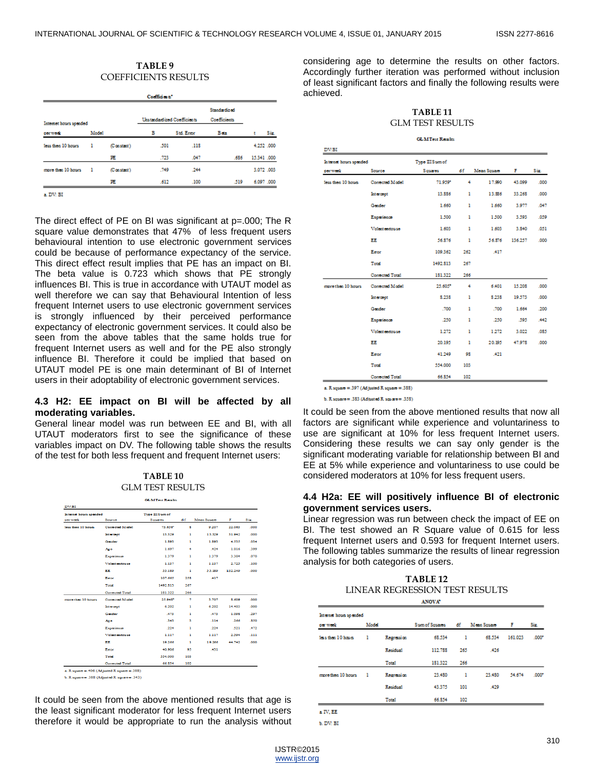**TABLE 9**
COEFFICIENTS RESULTS

Coefficients[a]

| Internet hours spended per week | Model | | Unstandardized Coefficients B | Std. Error | Standardized Coefficients Beta | t | Sig. |
|---|---|---|---|---|---|---|---|
| less then 10 hours | 1 | (Constant) | .501 | .118 | | 4.252 | .000 |
| | | PE | .723 | .047 | .686 | 15.341 | .000 |
| more then 10 hours | 1 | (Constant) | .749 | .244 | | 3.072 | .003 |
| | | PE | .612 | .100 | .519 | 6.097 | .000 |

a. DV: BI

The direct effect of PE on BI was significant at p=.000; The R square value demonstrates that 47% of less frequent users behavioural intention to use electronic government services could be because of performance expectancy of the service. This direct effect result implies that PE has an impact on BI. The beta value is 0.723 which shows that PE strongly influences BI. This is true in accordance with UTAUT model as well therefore we can say that Behavioural Intention of less frequent Internet users to use electronic government services is strongly influenced by their perceived performance expectancy of electronic government services. It could also be seen from the above tables that the same holds true for frequent Internet users as well and for the PE also strongly influence BI. Therefore it could be implied that based on UTAUT model PE is one main determinant of BI of Internet users in their adoptability of electronic government services.

### 4.3 H2: EE impact on BI will be affected by all moderating variables.

General linear model was run between EE and BI, with all UTAUT moderators first to see the significance of these variables impact on DV. The following table shows the results of the test for both less frequent and frequent Internet users:

**TABLE 10**
GLM TEST RESULTS

GLM Test Results

DV:BI

| Internet hours spended per week | Source | Type III Sum of Squares | df | Mean Square | F | Sig. |
|---|---|---|---|---|---|---|
| less then 10 hours | Corrected Model | 73.658[a] | 8 | 9.207 | 22.053 | .000 |
| | Intercept | 13.529 | 1 | 13.529 | 31.942 | .000 |
| | Gender | 1.893 | 1 | 1.893 | 4.535 | .034 |
| | Age | 1.697 | 4 | .424 | 1.016 | .399 |
| | Experience | 1.379 | 1 | 1.379 | 3.304 | .070 |
| | Voluntarotouse | 1.137 | 1 | 1.137 | 2.723 | .100 |
| | EE | 33.189 | 1 | 33.189 | 232.249 | .000 |
| | Error | 107.663 | 258 | .417 | | |
| | Total | 1492.813 | 267 | | | |
| | Corrected Total | 181.322 | 266 | | | |
| more then 10 hours | Corrected Model | 25.948[b] | 7 | 3.707 | 8.609 | .000 |
| | Intercept | 6.202 | 1 | 6.202 | 14.403 | .000 |
| | Gender | .473 | 1 | .473 | 1.098 | .297 |
| | Age | .343 | 3 | .114 | .266 | .850 |
| | Experience | .224 | 1 | .224 | .521 | .472 |
| | Voluntarotouse | 1.117 | 1 | 1.117 | 2.594 | .111 |
| | EE | 19.266 | 1 | 19.266 | 44.742 | .000 |
| | Error | 40.906 | 95 | .431 | | |
| | Total | 334.000 | 103 | | | |
| | Corrected Total | 66.854 | 102 | | | |

a. R square = .406 (Adjusted R square = .388)

b. R square = .388 (Adjusted R square = .343)

It could be seen from the above mentioned results that age is the least significant moderator for less frequent Internet users therefore it would be appropriate to run the analysis without considering age to determine the results on other factors. Accordingly further iteration was performed without inclusion of least significant factors and finally the following results were achieved.

**TABLE 11**
GLM TEST RESULTS

GLM Test Results

DV:BI

| Internet hours spended per week | Source | Type III Sum of Squares | df | Mean Square | F | Sig. |
|---|---|---|---|---|---|---|
| less then 10 hours | Corrected Model | 71.959[a] | 4 | 17.990 | 43.099 | .000 |
| | Intercept | 13.886 | 1 | 13.886 | 33.268 | .000 |
| | Gender | 1.660 | 1 | 1.660 | 3.977 | .047 |
| | Experience | 1.500 | 1 | 1.500 | 3.593 | .059 |
| | Voluntarotouse | 1.603 | 1 | 1.603 | 3.840 | .051 |
| | EE | 56.876 | 1 | 56.876 | 136.257 | .000 |
| | Error | 109.362 | 262 | .417 | | |
| | Total | 1492.813 | 267 | | | |
| | Corrected Total | 181.322 | 266 | | | |
| more then 10 hours | Corrected Model | 25.605[b] | 4 | 6.401 | 15.208 | .000 |
| | Intercept | 8.238 | 1 | 8.238 | 19.573 | .000 |
| | Gender | .700 | 1 | .700 | 1.664 | .200 |
| | Experience | .250 | 1 | .250 | .595 | .442 |
| | Voluntarotouse | 1.272 | 1 | 1.272 | 3.022 | .085 |
| | EE | 20.195 | 1 | 20.195 | 47.978 | .000 |
| | Error | 41.249 | 98 | .421 | | |
| | Total | 334.000 | 103 | | | |
| | Corrected Total | 66.854 | 102 | | | |

a. R square = .397 (Adjusted R square = .388)

b. R square = .383 (Adjusted R square = .358)

It could be seen from the above mentioned results that now all factors are significant while experience and voluntariness to use are significant at 10% for less frequent Internet users. Considering these results we can say only gender is the significant moderating variable for relationship between BI and EE at 5% while experience and voluntariness to use could be considered moderators at 10% for less frequent users.

### 4.4 H2a: EE will positively influence BI of electronic government services users.

Linear regression was run between check the impact of EE on BI. The test showed an R Square value of 0.615 for less frequent Internet users and 0.593 for frequent Internet users. The following tables summarize the results of linear regression analysis for both categories of users.

**TABLE 12**
LINEAR REGRESSION TEST RESULTS

ANOVA[b]

| Internet hours spended per week | Model | | Sum of Squares | df | Mean Square | F | Sig. |
|---|---|---|---|---|---|---|---|
| less then 10 hours | 1 | Regression | 68.534 | 1 | 68.534 | 161.023 | .000[a] |
| | | Residual | 112.788 | 265 | .426 | | |
| | | Total | 181.322 | 266 | | | |
| more then 10 hours | 1 | Regression | 23.480 | 1 | 23.480 | 54.674 | .000[a] |
| | | Residual | 43.375 | 101 | .429 | | |
| | | Total | 66.854 | 102 | | | |

a. IV, EE

b. DV: BI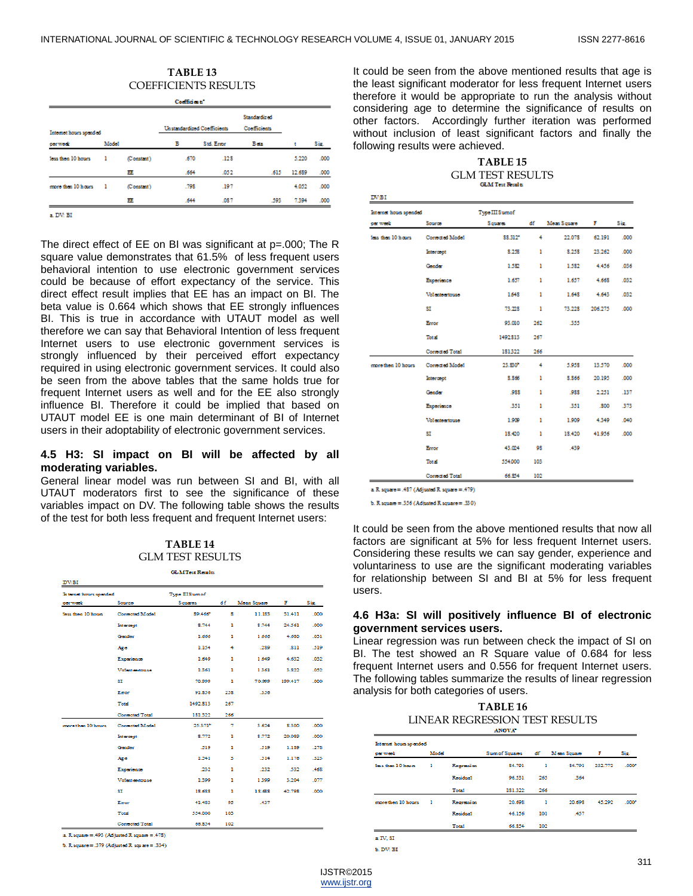**TABLE 13**
COEFFICIENTS RESULTS

Coefficients[a]

| Internet hours spended per week | Model | | Unstandardized Coefficients | | Standardized Coefficients | | |
|---|---|---|---|---|---|---|---|
| | | | B | Std. Error | Beta | t | Sig. |
| less then 10 hours | 1 | (Constant) | .670 | .128 | | 5.220 | .000 |
| | | EE | .664 | .052 | .615 | 12.689 | .000 |
| more then 10 hours | 1 | (Constant) | .798 | .197 | | 4.052 | .000 |
| | | EE | .644 | .087 | .593 | 7.394 | .000 |

a. DV: BI

The direct effect of EE on BI was significant at p=.000; The R square value demonstrates that 61.5% of less frequent users behavioral intention to use electronic government services could be because of effort expectancy of the service. This direct effect result implies that EE has an impact on BI. The beta value is 0.664 which shows that EE strongly influences BI. This is true in accordance with UTAUT model as well therefore we can say that Behavioral Intention of less frequent Internet users to use electronic government services is strongly influenced by their perceived effort expectancy required in using electronic government services. It could also be seen from the above tables that the same holds true for frequent Internet users as well and for the EE also strongly influence BI. Therefore it could be implied that based on UTAUT model EE is one main determinant of BI of Internet users in their adoptability of electronic government services.

### 4.5 H3: SI impact on BI will be affected by all moderating variables.

General linear model was run between SI and BI, with all UTAUT moderators first to see the significance of these variables impact on DV. The following table shows the results of the test for both less frequent and frequent Internet users:

**TABLE 14**
GLM TEST RESULTS

GLM Test Results

DV: BI

| Internet hours spended per week | Source | Type III Sum of Squares | df | Mean Square | F | Sig. |
|---|---|---|---|---|---|---|
| less then 10 hours | Corrected Model | 89.466[a] | 8 | 11.183 | 31.411 | .000 |
| | Intercept | 8.744 | 1 | 8.744 | 24.561 | .000 |
| | Gender | 1.666 | 1 | 1.666 | 4.680 | .031 |
| | Age | 1.154 | 4 | .289 | .811 | .519 |
| | Experience | 1.649 | 1 | 1.649 | 4.632 | .032 |
| | Volenteertouse | 1.361 | 1 | 1.361 | 3.822 | .052 |
| | SI | 70.999 | 1 | 70.999 | 199.417 | .000 |
| | Error | 91.856 | 258 | .356 | | |
| | Total | 1492.813 | 267 | | | |
| | Corrected Total | 181.322 | 266 | | | |
| more then 10 hours | Corrected Model | 25.371[b] | 7 | 3.624 | 8.300 | .000 |
| | Intercept | 8.772 | 1 | 8.772 | 20.089 | .000 |
| | Gender | .519 | 1 | .519 | 1.189 | .278 |
| | Age | 1.241 | 3 | .314 | 1.176 | .323 |
| | Experience | .232 | 1 | .232 | .532 | .468 |
| | Volenteertouse | 1.399 | 1 | 1.399 | 3.204 | .077 |
| | SI | 18.688 | 1 | 18.688 | 42.798 | .000 |
| | Error | 41.483 | 95 | .437 | | |
| | Total | 554.000 | 103 | | | |
| | Corrected Total | 66.854 | 102 | | | |

a. R squared = .493 (Adjusted R squared = .478)

b. R squared = .379 (Adjusted R squared = .334)

It could be seen from the above mentioned results that age is the least significant moderator for less frequent Internet users therefore it would be appropriate to run the analysis without considering age to determine the significance of results on other factors. Accordingly further iteration was performed without inclusion of least significant factors and finally the following results were achieved.

**TABLE 15**
GLM TEST RESULTS

GLM Test Results

DV: BI

| Internet hours spended per week | Source | Type III Sum of Squares | df | Mean Square | F | Sig. |
|---|---|---|---|---|---|---|
| less then 10 hours | Corrected Model | 88.312[a] | 4 | 22.078 | 62.191 | .000 |
| | Intercept | 8.258 | 1 | 8.258 | 23.262 | .000 |
| | Gender | 1.582 | 1 | 1.582 | 4.456 | .036 |
| | Experience | 1.657 | 1 | 1.657 | 4.668 | .032 |
| | Volenteertouse | 1.648 | 1 | 1.648 | 4.643 | .032 |
| | SI | 73.228 | 1 | 73.228 | 206.275 | .000 |
| | Error | 93.010 | 262 | .355 | | |
| | Total | 1492.813 | 267 | | | |
| | Corrected Total | 181.322 | 266 | | | |
| more then 10 hours | Corrected Model | 23.830[b] | 4 | 5.958 | 13.570 | .000 |
| | Intercept | 8.866 | 1 | 8.866 | 20.195 | .000 |
| | Gender | .988 | 1 | .988 | 2.251 | .137 |
| | Experience | .351 | 1 | .351 | .800 | .373 |
| | Volenteertouse | 1.909 | 1 | 1.909 | 4.349 | .040 |
| | SI | 18.420 | 1 | 18.420 | 41.956 | .000 |
| | Error | 43.024 | 98 | .439 | | |
| | Total | 554.000 | 103 | | | |
| | Corrected Total | 66.854 | 102 | | | |

a. R squared = .487 (Adjusted R squared = .479)

b. R squared = .356 (Adjusted R squared = .330)

It could be seen from the above mentioned results that now all factors are significant at 5% for less frequent Internet users. Considering these results we can say gender, experience and voluntariness to use are the significant moderating variables for relationship between SI and BI at 5% for less frequent users.

### 4.6 H3a: SI will positively influence BI of electronic government services users.

Linear regression was run between check the impact of SI on BI. The test showed an R Square value of 0.684 for less frequent Internet users and 0.556 for frequent Internet users. The following tables summarize the results of linear regression analysis for both categories of users.

**TABLE 16**
LINEAR REGRESSION TEST RESULTS

ANOVA[a]

| Internet hours spended per week | Model | | Sum of Squares | df | Mean Square | F | Sig. |
|---|---|---|---|---|---|---|---|
| less then 10 hours | 1 | Regression | 84.791 | 1 | 84.791 | 232.772 | .000[a] |
| | | Residual | 96.531 | 265 | .364 | | |
| | | Total | 181.322 | 266 | | | |
| more then 10 hours | 1 | Regression | 20.698 | 1 | 20.698 | 45.292 | .000[a] |
| | | Residual | 46.156 | 101 | .457 | | |
| | | Total | 66.854 | 102 | | | |

a. IV, SI

b. DV: BI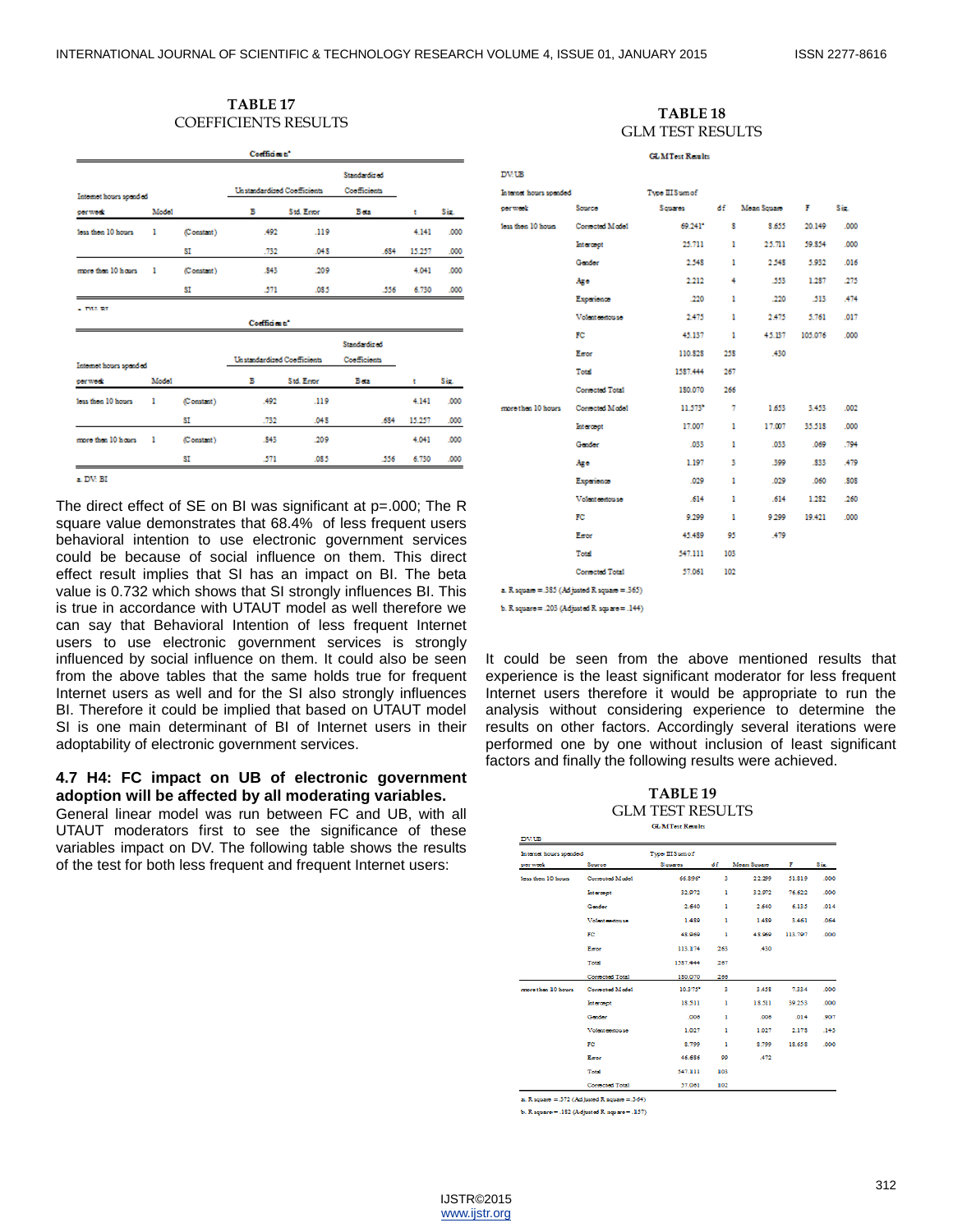**TABLE 17**
COEFFICIENTS RESULTS

Coefficients[a]

| Internet hours spended per week | Model | | Unstandardized Coefficients B | Std. Error | Standardized Coefficients Beta | t | Sig. |
|---|---|---|---|---|---|---|---|
| less then 10 hours | 1 | (Constant) | .492 | .119 | | 4.141 | .000 |
| | | SI | .732 | .048 | .684 | 15.257 | .000 |
| more then 10 hours | 1 | (Constant) | .843 | .209 | | 4.041 | .000 |
| | | SI | .571 | .085 | .556 | 6.730 | .000 |

a. DV: BI

Coefficients[a]

| Internet hours spended per week | Model | | Unstandardized Coefficients B | Std. Error | Standardized Coefficients Beta | t | Sig. |
|---|---|---|---|---|---|---|---|
| less then 10 hours | 1 | (Constant) | .492 | .119 | | 4.141 | .000 |
| | | SI | .732 | .048 | .684 | 15.257 | .000 |
| more then 10 hours | 1 | (Constant) | .843 | .209 | | 4.041 | .000 |
| | | SI | .571 | .085 | .556 | 6.730 | .000 |

a. DV: BI

The direct effect of SE on BI was significant at p=.000; The R square value demonstrates that 68.4% of less frequent users behavioral intention to use electronic government services could be because of social influence on them. This direct effect result implies that SI has an impact on BI. The beta value is 0.732 which shows that SI strongly influences BI. This is true in accordance with UTAUT model as well therefore we can say that Behavioral Intention of less frequent Internet users to use electronic government services is strongly influenced by social influence on them. It could also be seen from the above tables that the same holds true for frequent Internet users as well and for the SI also strongly influences BI. Therefore it could be implied that based on UTAUT model SI is one main determinant of BI of Internet users in their adoptability of electronic government services.

### 4.7 H4: FC impact on UB of electronic government adoption will be affected by all moderating variables.

General linear model was run between FC and UB, with all UTAUT moderators first to see the significance of these variables impact on DV. The following table shows the results of the test for both less frequent and frequent Internet users:

**TABLE 18**
GLM TEST RESULTS

GLM Test Results

DV: UB

| Internet hours spended per week | Source | Type III Sum of Squares | df | Mean Square | F | Sig. |
|---|---|---|---|---|---|---|
| less then 10 hours | Corrected Model | 69.241[a] | 8 | 8.655 | 20.149 | .000 |
| | Intercept | 25.711 | 1 | 25.711 | 59.854 | .000 |
| | Gender | 2.548 | 1 | 2.548 | 5.932 | .016 |
| | Age | 2.212 | 4 | .553 | 1.287 | .275 |
| | Experience | .220 | 1 | .220 | .513 | .474 |
| | Volenteeruse | 2.475 | 1 | 2.475 | 5.761 | .017 |
| | FC | 45.137 | 1 | 45.137 | 105.076 | .000 |
| | Error | 110.828 | 258 | .430 | | |
| | Total | 1587.444 | 267 | | | |
| | Corrected Total | 180.070 | 266 | | | |
| more then 10 hours | Corrected Model | 11.573[b] | 7 | 1.653 | 3.453 | .002 |
| | Intercept | 17.007 | 1 | 17.007 | 35.518 | .000 |
| | Gender | .033 | 1 | .033 | .069 | .794 |
| | Age | 1.197 | 3 | .399 | .833 | .479 |
| | Experience | .029 | 1 | .029 | .060 | .808 |
| | Volenteeruse | .614 | 1 | .614 | 1.282 | .260 |
| | FC | 9.299 | 1 | 9.299 | 19.421 | .000 |
| | Error | 45.489 | 95 | .479 | | |
| | Total | 547.111 | 103 | | | |
| | Corrected Total | 57.061 | 102 | | | |

a. R square = .385 (Adjusted R square = .365)

b. R square = .203 (Adjusted R square = .144)

It could be seen from the above mentioned results that experience is the least significant moderator for less frequent Internet users therefore it would be appropriate to run the analysis without considering experience to determine the results on other factors. Accordingly several iterations were performed one by one without inclusion of least significant factors and finally the following results were achieved.

**TABLE 19**
GLM TEST RESULTS

GLM Test Results

DV: UB

| Internet hours spended per week | Source | Type III Sum of Squares | df | Mean Square | F | Sig. |
|---|---|---|---|---|---|---|
| less then 10 hours | Corrected Model | 66.896[a] | 3 | 22.299 | 51.819 | .000 |
| | Intercept | 32.972 | 1 | 32.972 | 76.622 | .000 |
| | Gender | 2.640 | 1 | 2.640 | 6.135 | .014 |
| | Volenteeruse | 1.489 | 1 | 1.489 | 3.461 | .064 |
| | FC | 48.969 | 1 | 48.969 | 113.797 | .000 |
| | Error | 113.174 | 263 | .430 | | |
| | Total | 1587.444 | 267 | | | |
| | Corrected Total | 180.070 | 266 | | | |
| more then 10 hours | Corrected Model | 10.375[b] | 3 | 3.458 | 7.334 | .000 |
| | Intercept | 18.511 | 1 | 18.511 | 39.253 | .000 |
| | Gender | .006 | 1 | .006 | .014 | .907 |
| | Volenteeruse | 1.027 | 1 | 1.027 | 2.178 | .143 |
| | FC | 8.799 | 1 | 8.799 | 18.658 | .000 |
| | Error | 46.686 | 99 | .472 | | |
| | Total | 547.111 | 103 | | | |
| | Corrected Total | 57.061 | 102 | | | |

a. R square = .372 (Adjusted R square = .364)

b. R square = .182 (Adjusted R square = .157)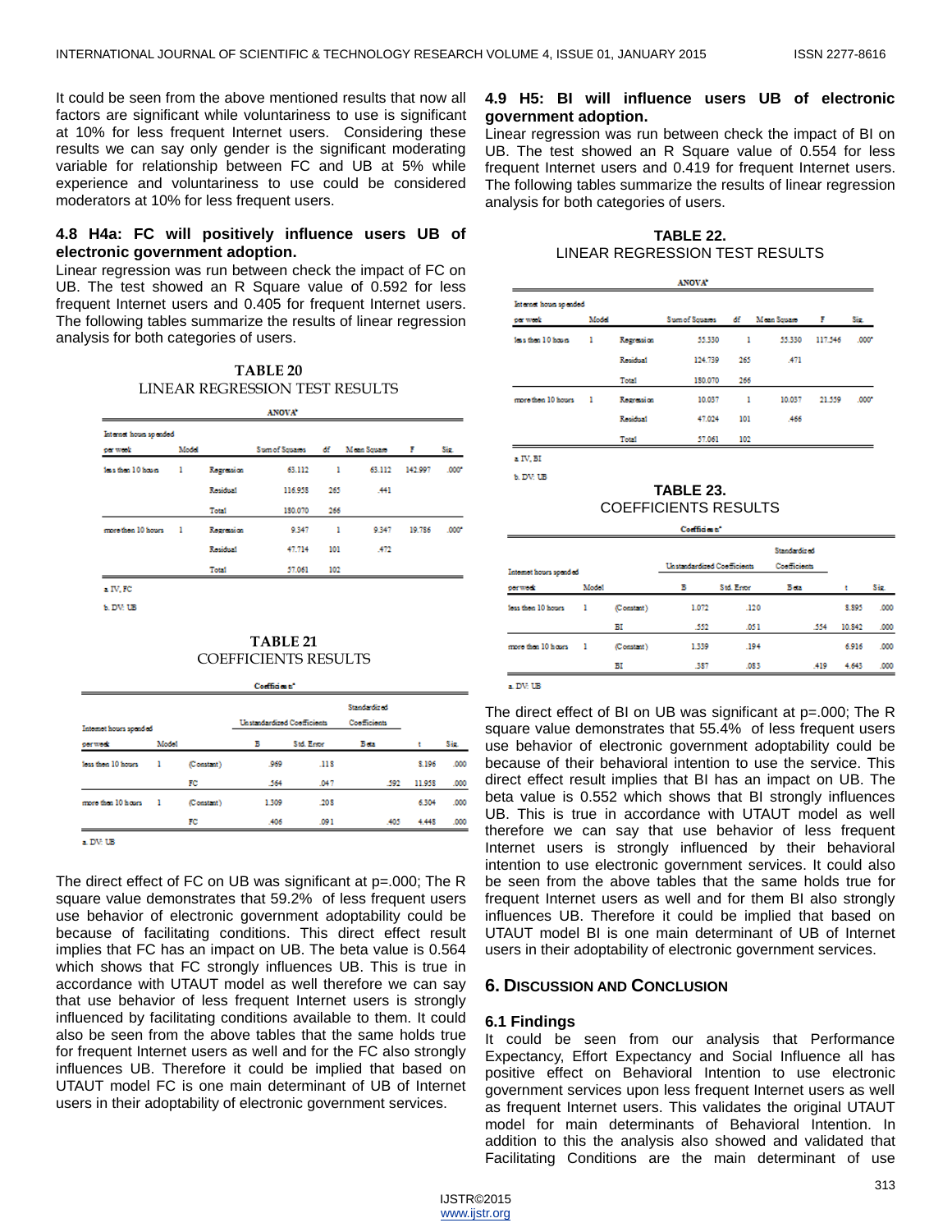It could be seen from the above mentioned results that now all factors are significant while voluntariness to use is significant at 10% for less frequent Internet users. Considering these results we can say only gender is the significant moderating variable for relationship between FC and UB at 5% while experience and voluntariness to use could be considered moderators at 10% for less frequent users.

### 4.8 H4a: FC will positively influence users UB of electronic government adoption.

Linear regression was run between check the impact of FC on UB. The test showed an R Square value of 0.592 for less frequent Internet users and 0.405 for frequent Internet users. The following tables summarize the results of linear regression analysis for both categories of users.

**TABLE 20**
LINEAR REGRESSION TEST RESULTS

ANOVA[a]

| Internet hours spended per week | Model | | Sum of Squares | df | Mean Square | F | Sig. |
|---|---|---|---|---|---|---|---|
| less then 10 hours | 1 | Regression | 63.112 | 1 | 63.112 | 142.997 | .000[b] |
| | | Residual | 116.958 | 265 | .441 | | |
| | | Total | 180.070 | 266 | | | |
| more then 10 hours | 1 | Regression | 9.347 | 1 | 9.347 | 19.786 | .000[b] |
| | | Residual | 47.714 | 101 | .472 | | |
| | | Total | 57.061 | 102 | | | |

a. IV, FC

b. DV: UB

**TABLE 21**
COEFFICIENTS RESULTS

Coefficients[a]

| Internet hours spended per week | Model | | Unstandardized Coefficients B | Unstandardized Coefficients Std. Error | Standardized Coefficients Beta | t | Sig. |
|---|---|---|---|---|---|---|---|
| less then 10 hours | 1 | (Constant) | .969 | .118 | | 8.196 | .000 |
| | | FC | .564 | .047 | .592 | 11.958 | .000 |
| more then 10 hours | 1 | (Constant) | 1.309 | .208 | | 6.304 | .000 |
| | | FC | .406 | .091 | .405 | 4.448 | .000 |

a. DV: UB

The direct effect of FC on UB was significant at p=.000; The R square value demonstrates that 59.2% of less frequent users use behavior of electronic government adoptability could be because of facilitating conditions. This direct effect result implies that FC has an impact on UB. The beta value is 0.564 which shows that FC strongly influences UB. This is true in accordance with UTAUT model as well therefore we can say that use behavior of less frequent Internet users is strongly influenced by facilitating conditions available to them. It could also be seen from the above tables that the same holds true for frequent Internet users as well and for the FC also strongly influences UB. Therefore it could be implied that based on UTAUT model FC is one main determinant of UB of Internet users in their adoptability of electronic government services.

### 4.9 H5: BI will influence users UB of electronic government adoption.

Linear regression was run between check the impact of BI on UB. The test showed an R Square value of 0.554 for less frequent Internet users and 0.419 for frequent Internet users. The following tables summarize the results of linear regression analysis for both categories of users.

**TABLE 22.**
LINEAR REGRESSION TEST RESULTS

ANOVA[a]

| Internet hours spended per week | Model | | Sum of Squares | df | Mean Square | F | Sig. |
|---|---|---|---|---|---|---|---|
| less then 10 hours | 1 | Regression | 55.330 | 1 | 55.330 | 117.546 | .000[b] |
| | | Residual | 124.739 | 265 | .471 | | |
| | | Total | 180.070 | 266 | | | |
| more then 10 hours | 1 | Regression | 10.037 | 1 | 10.037 | 21.559 | .000[b] |
| | | Residual | 47.024 | 101 | .466 | | |
| | | Total | 57.061 | 102 | | | |

a. IV, BI

b. DV: UB

**TABLE 23.**
COEFFICIENTS RESULTS

Coefficients[a]

| Internet hours spended per week | Model | | Unstandardized Coefficients B | Unstandardized Coefficients Std. Error | Standardized Coefficients Beta | t | Sig. |
|---|---|---|---|---|---|---|---|
| less then 10 hours | 1 | (Constant) | 1.072 | .120 | | 8.895 | .000 |
| | | BI | .552 | .051 | .554 | 10.842 | .000 |
| more then 10 hours | 1 | (Constant) | 1.339 | .194 | | 6.916 | .000 |
| | | BI | .387 | .083 | .419 | 4.643 | .000 |

a. DV: UB

The direct effect of BI on UB was significant at p=.000; The R square value demonstrates that 55.4% of less frequent users use behavior of electronic government adoptability could be because of their behavioral intention to use the service. This direct effect result implies that BI has an impact on UB. The beta value is 0.552 which shows that BI strongly influences UB. This is true in accordance with UTAUT model as well therefore we can say that use behavior of less frequent Internet users is strongly influenced by their behavioral intention to use electronic government services. It could also be seen from the above tables that the same holds true for frequent Internet users as well and for them BI also strongly influences UB. Therefore it could be implied that based on UTAUT model BI is one main determinant of UB of Internet users in their adoptability of electronic government services.

## 6. Discussion and Conclusion

### 6.1 Findings

It could be seen from our analysis that Performance Expectancy, Effort Expectancy and Social Influence all has positive effect on Behavioral Intention to use electronic government services upon less frequent Internet users as well as frequent Internet users. This validates the original UTAUT model for main determinants of Behavioral Intention. In addition to this the analysis also showed and validated that Facilitating Conditions are the main determinant of use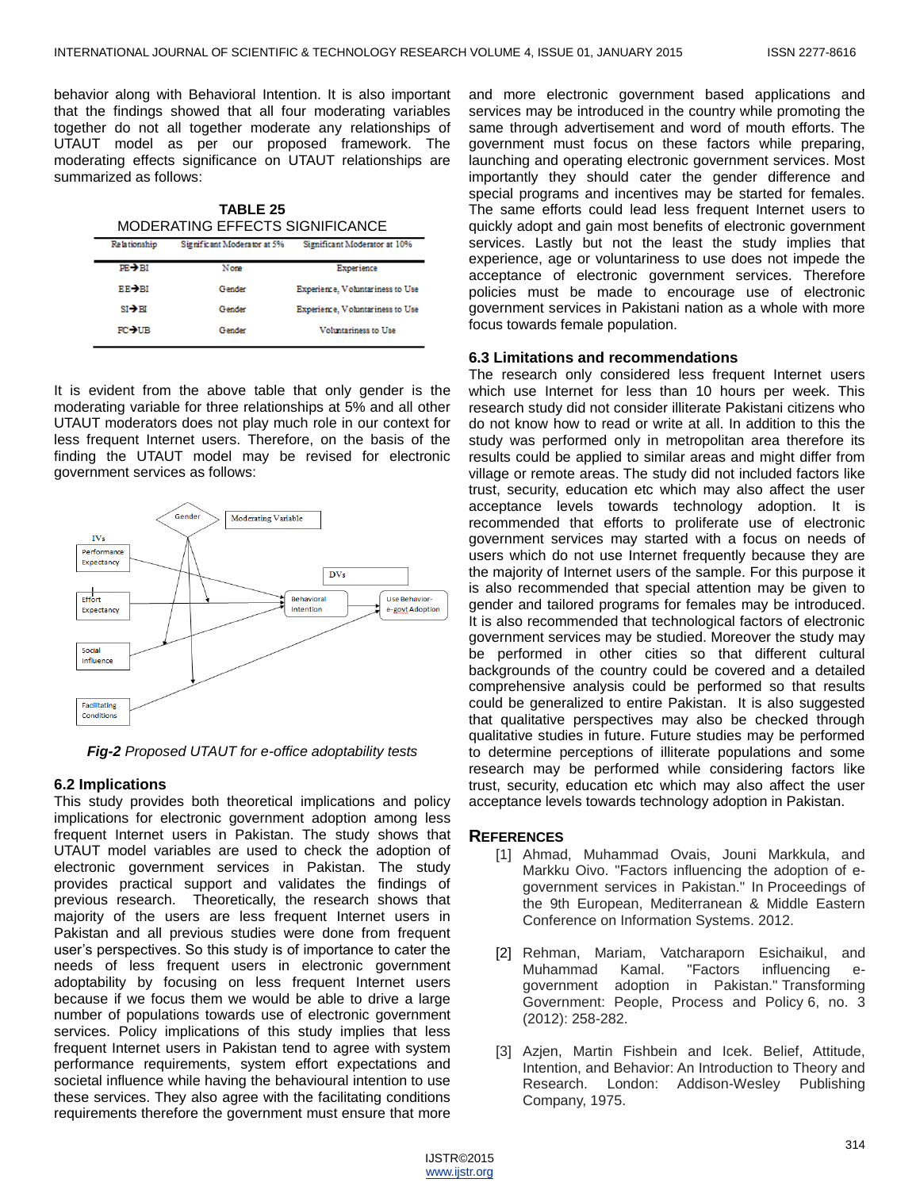behavior along with Behavioral Intention. It is also important that the findings showed that all four moderating variables together do not all together moderate any relationships of UTAUT model as per our proposed framework. The moderating effects significance on UTAUT relationships are summarized as follows:

**TABLE 25**
MODERATING EFFECTS SIGNIFICANCE

| Relationship | Significant Moderator at 5% | Significant Moderator at 10% |
|---|---|---|
| PE→BI | None | Experience |
| EE→BI | Gender | Experience, Voluntariness to Use |
| SI→BI | Gender | Experience, Voluntariness to Use |
| FC→UB | Gender | Voluntariness to Use |

It is evident from the above table that only gender is the moderating variable for three relationships at 5% and all other UTAUT moderators does not play much role in our context for less frequent Internet users. Therefore, on the basis of the finding the UTAUT model may be revised for electronic government services as follows:

*Fig-2 Proposed UTAUT for e-office adoptability tests*

### 6.2 Implications

This study provides both theoretical implications and policy implications for electronic government adoption among less frequent Internet users in Pakistan. The study shows that UTAUT model variables are used to check the adoption of electronic government services in Pakistan. The study provides practical support and validates the findings of previous research. Theoretically, the research shows that majority of the users are less frequent Internet users in Pakistan and all previous studies were done from frequent user's perspectives. So this study is of importance to cater the needs of less frequent users in electronic government adoptability by focusing on less frequent Internet users because if we focus them we would be able to drive a large number of populations towards use of electronic government services. Policy implications of this study implies that less frequent Internet users in Pakistan tend to agree with system performance requirements, system effort expectations and societal influence while having the behavioural intention to use these services. They also agree with the facilitating conditions requirements therefore the government must ensure that more and more electronic government based applications and services may be introduced in the country while promoting the same through advertisement and word of mouth efforts. The government must focus on these factors while preparing, launching and operating electronic government services. Most importantly they should cater the gender difference and special programs and incentives may be started for females. The same efforts could lead less frequent Internet users to quickly adopt and gain most benefits of electronic government services. Lastly but not the least the study implies that experience, age or voluntariness to use does not impede the acceptance of electronic government services. Therefore policies must be made to encourage use of electronic government services in Pakistani nation as a whole with more focus towards female population.

### 6.3 Limitations and recommendations

The research only considered less frequent Internet users which use Internet for less than 10 hours per week. This research study did not consider illiterate Pakistani citizens who do not know how to read or write at all. In addition to this the study was performed only in metropolitan area therefore its results could be applied to similar areas and might differ from village or remote areas. The study did not included factors like trust, security, education etc which may also affect the user acceptance levels towards technology adoption. It is recommended that efforts to proliferate use of electronic government services may started with a focus on needs of users which do not use Internet frequently because they are the majority of Internet users of the sample. For this purpose it is also recommended that special attention may be given to gender and tailored programs for females may be introduced. It is also recommended that technological factors of electronic government services may be studied. Moreover the study may be performed in other cities so that different cultural backgrounds of the country could be covered and a detailed comprehensive analysis could be performed so that results could be generalized to entire Pakistan. It is also suggested that qualitative perspectives may also be checked through qualitative studies in future. Future studies may be performed to determine perceptions of illiterate populations and some research may be performed while considering factors like trust, security, education etc which may also affect the user acceptance levels towards technology adoption in Pakistan.

## References

[1] Ahmad, Muhammad Ovais, Jouni Markkula, and Markku Oivo. "Factors influencing the adoption of e-government services in Pakistan." In Proceedings of the 9th European, Mediterranean & Middle Eastern Conference on Information Systems. 2012.

[2] Rehman, Mariam, Vatcharaporn Esichaikul, and Muhammad Kamal. "Factors influencing e-government adoption in Pakistan." Transforming Government: People, Process and Policy 6, no. 3 (2012): 258-282.

[3] Azjen, Martin Fishbein and Icek. Belief, Attitude, Intention, and Behavior: An Introduction to Theory and Research. London: Addison-Wesley Publishing Company, 1975.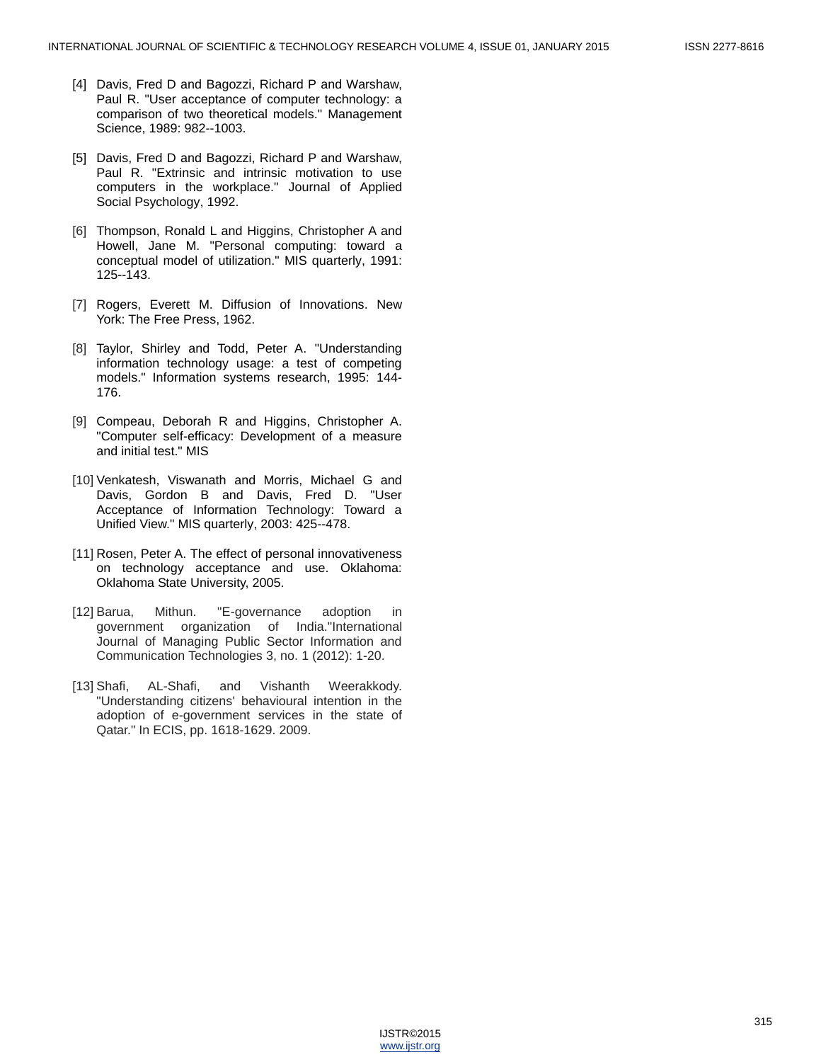[4] Davis, Fred D and Bagozzi, Richard P and Warshaw, Paul R. "User acceptance of computer technology: a comparison of two theoretical models." Management Science, 1989: 982--1003.

[5] Davis, Fred D and Bagozzi, Richard P and Warshaw, Paul R. "Extrinsic and intrinsic motivation to use computers in the workplace." Journal of Applied Social Psychology, 1992.

[6] Thompson, Ronald L and Higgins, Christopher A and Howell, Jane M. "Personal computing: toward a conceptual model of utilization." MIS quarterly, 1991: 125--143.

[7] Rogers, Everett M. Diffusion of Innovations. New York: The Free Press, 1962.

[8] Taylor, Shirley and Todd, Peter A. "Understanding information technology usage: a test of competing models." Information systems research, 1995: 144-176.

[9] Compeau, Deborah R and Higgins, Christopher A. "Computer self-efficacy: Development of a measure and initial test." MIS

[10] Venkatesh, Viswanath and Morris, Michael G and Davis, Gordon B and Davis, Fred D. "User Acceptance of Information Technology: Toward a Unified View." MIS quarterly, 2003: 425--478.

[11] Rosen, Peter A. The effect of personal innovativeness on technology acceptance and use. Oklahoma: Oklahoma State University, 2005.

[12] Barua, Mithun. "E-governance adoption in government organization of India."International Journal of Managing Public Sector Information and Communication Technologies 3, no. 1 (2012): 1-20.

[13] Shafi, AL-Shafi, and Vishanth Weerakkody. "Understanding citizens' behavioural intention in the adoption of e-government services in the state of Qatar." In ECIS, pp. 1618-1629. 2009.